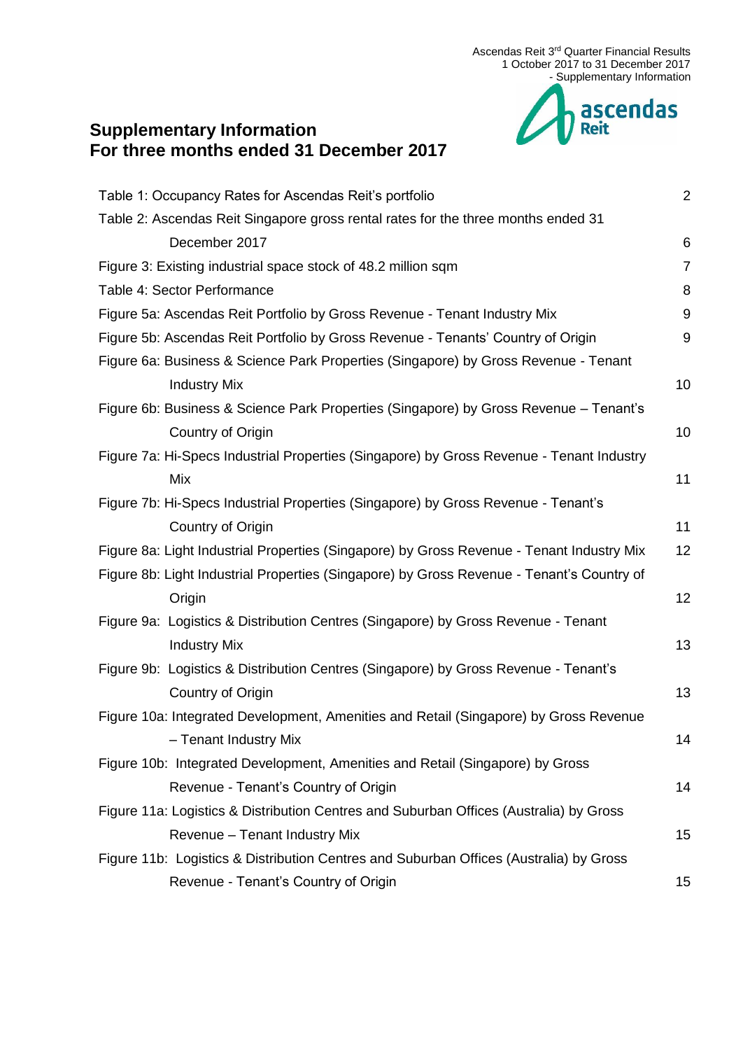# Supplementary Information
# For three months ended 31 December 2017

| Contents | Page |
|---|---|
| Table 1: Occupancy Rates for Ascendas Reit's portfolio | 2 |
| Table 2: Ascendas Reit Singapore gross rental rates for the three months ended 31 December 2017 | 6 |
| Figure 3: Existing industrial space stock of 48.2 million sqm | 7 |
| Table 4: Sector Performance | 8 |
| Figure 5a: Ascendas Reit Portfolio by Gross Revenue - Tenant Industry Mix | 9 |
| Figure 5b: Ascendas Reit Portfolio by Gross Revenue - Tenants' Country of Origin | 9 |
| Figure 6a: Business & Science Park Properties (Singapore) by Gross Revenue - Tenant Industry Mix | 10 |
| Figure 6b: Business & Science Park Properties (Singapore) by Gross Revenue – Tenant's Country of Origin | 10 |
| Figure 7a: Hi-Specs Industrial Properties (Singapore) by Gross Revenue - Tenant Industry Mix | 11 |
| Figure 7b: Hi-Specs Industrial Properties (Singapore) by Gross Revenue - Tenant's Country of Origin | 11 |
| Figure 8a: Light Industrial Properties (Singapore) by Gross Revenue - Tenant Industry Mix | 12 |
| Figure 8b: Light Industrial Properties (Singapore) by Gross Revenue - Tenant's Country of Origin | 12 |
| Figure 9a: Logistics & Distribution Centres (Singapore) by Gross Revenue - Tenant Industry Mix | 13 |
| Figure 9b: Logistics & Distribution Centres (Singapore) by Gross Revenue - Tenant's Country of Origin | 13 |
| Figure 10a: Integrated Development, Amenities and Retail (Singapore) by Gross Revenue – Tenant Industry Mix | 14 |
| Figure 10b: Integrated Development, Amenities and Retail (Singapore) by Gross Revenue - Tenant's Country of Origin | 14 |
| Figure 11a: Logistics & Distribution Centres and Suburban Offices (Australia) by Gross Revenue – Tenant Industry Mix | 15 |
| Figure 11b: Logistics & Distribution Centres and Suburban Offices (Australia) by Gross Revenue - Tenant's Country of Origin | 15 |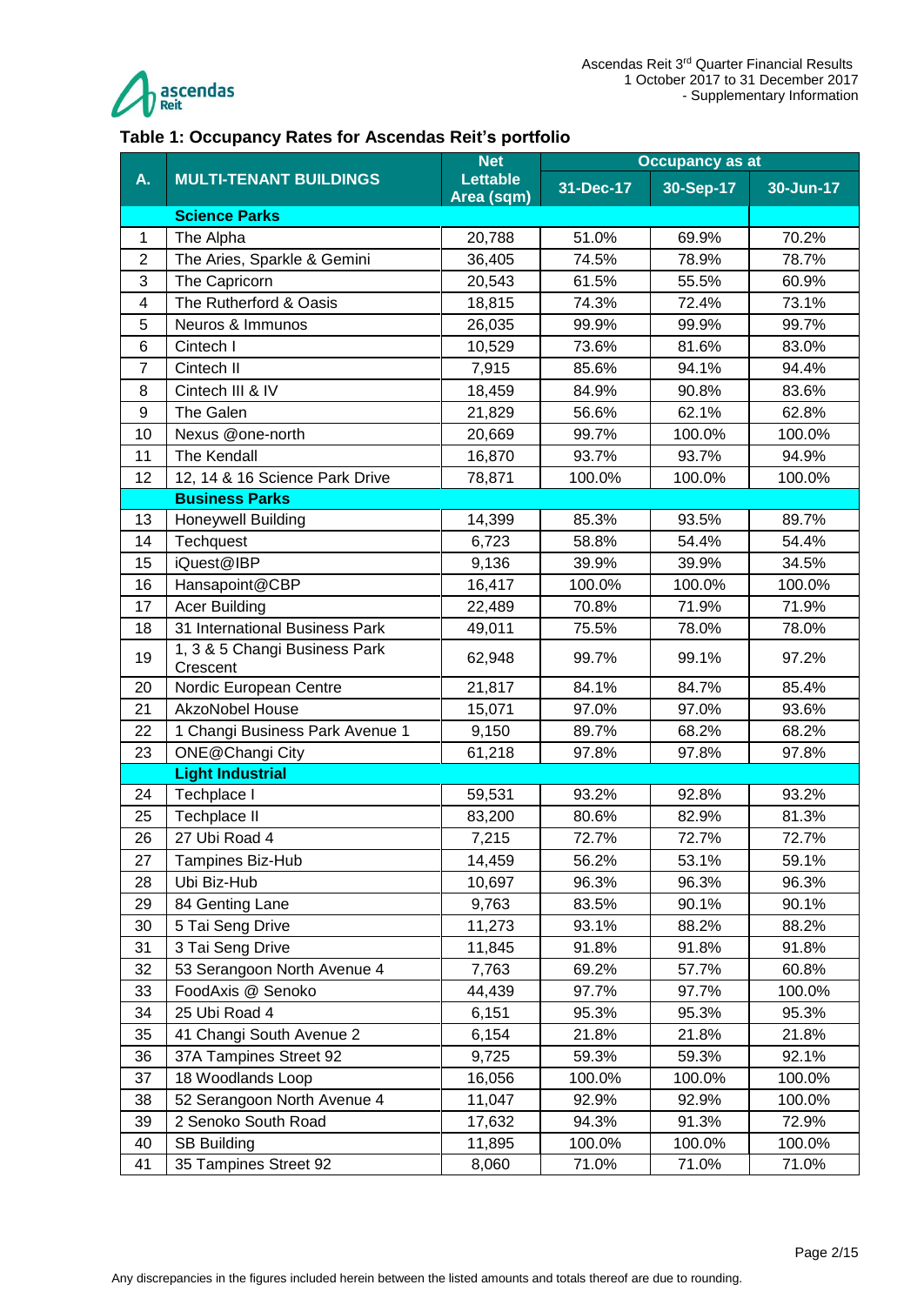### Table 1: Occupancy Rates for Ascendas Reit's portfolio

| A. | MULTI-TENANT BUILDINGS | Net Lettable Area (sqm) | Occupancy as at | | |
|---|---|---|---|---|---|
| | | | 31-Dec-17 | 30-Sep-17 | 30-Jun-17 |
| | **Science Parks** | | | | |
| 1 | The Alpha | 20,788 | 51.0% | 69.9% | 70.2% |
| 2 | The Aries, Sparkle & Gemini | 36,405 | 74.5% | 78.9% | 78.7% |
| 3 | The Capricorn | 20,543 | 61.5% | 55.5% | 60.9% |
| 4 | The Rutherford & Oasis | 18,815 | 74.3% | 72.4% | 73.1% |
| 5 | Neuros & Immunos | 26,035 | 99.9% | 99.9% | 99.7% |
| 6 | Cintech I | 10,529 | 73.6% | 81.6% | 83.0% |
| 7 | Cintech II | 7,915 | 85.6% | 94.1% | 94.4% |
| 8 | Cintech III & IV | 18,459 | 84.9% | 90.8% | 83.6% |
| 9 | The Galen | 21,829 | 56.6% | 62.1% | 62.8% |
| 10 | Nexus @one-north | 20,669 | 99.7% | 100.0% | 100.0% |
| 11 | The Kendall | 16,870 | 93.7% | 93.7% | 94.9% |
| 12 | 12, 14 & 16 Science Park Drive | 78,871 | 100.0% | 100.0% | 100.0% |
| | **Business Parks** | | | | |
| 13 | Honeywell Building | 14,399 | 85.3% | 93.5% | 89.7% |
| 14 | Techquest | 6,723 | 58.8% | 54.4% | 54.4% |
| 15 | iQuest@IBP | 9,136 | 39.9% | 39.9% | 34.5% |
| 16 | Hansapoint@CBP | 16,417 | 100.0% | 100.0% | 100.0% |
| 17 | Acer Building | 22,489 | 70.8% | 71.9% | 71.9% |
| 18 | 31 International Business Park | 49,011 | 75.5% | 78.0% | 78.0% |
| 19 | 1, 3 & 5 Changi Business Park Crescent | 62,948 | 99.7% | 99.1% | 97.2% |
| 20 | Nordic European Centre | 21,817 | 84.1% | 84.7% | 85.4% |
| 21 | AkzoNobel House | 15,071 | 97.0% | 97.0% | 93.6% |
| 22 | 1 Changi Business Park Avenue 1 | 9,150 | 89.7% | 68.2% | 68.2% |
| 23 | ONE@Changi City | 61,218 | 97.8% | 97.8% | 97.8% |
| | **Light Industrial** | | | | |
| 24 | Techplace I | 59,531 | 93.2% | 92.8% | 93.2% |
| 25 | Techplace II | 83,200 | 80.6% | 82.9% | 81.3% |
| 26 | 27 Ubi Road 4 | 7,215 | 72.7% | 72.7% | 72.7% |
| 27 | Tampines Biz-Hub | 14,459 | 56.2% | 53.1% | 59.1% |
| 28 | Ubi Biz-Hub | 10,697 | 96.3% | 96.3% | 96.3% |
| 29 | 84 Genting Lane | 9,763 | 83.5% | 90.1% | 90.1% |
| 30 | 5 Tai Seng Drive | 11,273 | 93.1% | 88.2% | 88.2% |
| 31 | 3 Tai Seng Drive | 11,845 | 91.8% | 91.8% | 91.8% |
| 32 | 53 Serangoon North Avenue 4 | 7,763 | 69.2% | 57.7% | 60.8% |
| 33 | FoodAxis @ Senoko | 44,439 | 97.7% | 97.7% | 100.0% |
| 34 | 25 Ubi Road 4 | 6,151 | 95.3% | 95.3% | 95.3% |
| 35 | 41 Changi South Avenue 2 | 6,154 | 21.8% | 21.8% | 21.8% |
| 36 | 37A Tampines Street 92 | 9,725 | 59.3% | 59.3% | 92.1% |
| 37 | 18 Woodlands Loop | 16,056 | 100.0% | 100.0% | 100.0% |
| 38 | 52 Serangoon North Avenue 4 | 11,047 | 92.9% | 92.9% | 100.0% |
| 39 | 2 Senoko South Road | 17,632 | 94.3% | 91.3% | 72.9% |
| 40 | SB Building | 11,895 | 100.0% | 100.0% | 100.0% |
| 41 | 35 Tampines Street 92 | 8,060 | 71.0% | 71.0% | 71.0% |

Any discrepancies in the figures included herein between the listed amounts and totals thereof are due to rounding.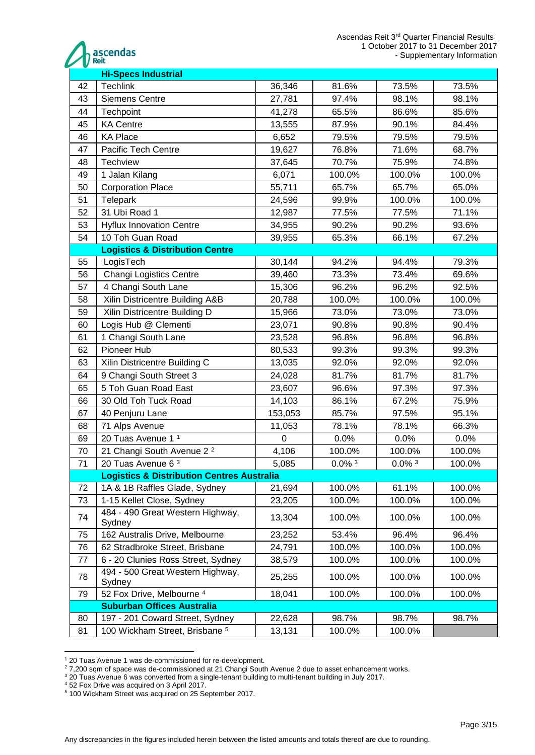| | Hi-Specs Industrial | | | | |
|---|---|---|---|---|---|
| 42 | Techlink | 36,346 | 81.6% | 73.5% | 73.5% |
| 43 | Siemens Centre | 27,781 | 97.4% | 98.1% | 98.1% |
| 44 | Techpoint | 41,278 | 65.5% | 86.6% | 85.6% |
| 45 | KA Centre | 13,555 | 87.9% | 90.1% | 84.4% |
| 46 | KA Place | 6,652 | 79.5% | 79.5% | 79.5% |
| 47 | Pacific Tech Centre | 19,627 | 76.8% | 71.6% | 68.7% |
| 48 | Techview | 37,645 | 70.7% | 75.9% | 74.8% |
| 49 | 1 Jalan Kilang | 6,071 | 100.0% | 100.0% | 100.0% |
| 50 | Corporation Place | 55,711 | 65.7% | 65.7% | 65.0% |
| 51 | Telepark | 24,596 | 99.9% | 100.0% | 100.0% |
| 52 | 31 Ubi Road 1 | 12,987 | 77.5% | 77.5% | 71.1% |
| 53 | Hyflux Innovation Centre | 34,955 | 90.2% | 90.2% | 93.6% |
| 54 | 10 Toh Guan Road | 39,955 | 65.3% | 66.1% | 67.2% |
| | **Logistics & Distribution Centre** | | | | |
| 55 | LogisTech | 30,144 | 94.2% | 94.4% | 79.3% |
| 56 | Changi Logistics Centre | 39,460 | 73.3% | 73.4% | 69.6% |
| 57 | 4 Changi South Lane | 15,306 | 96.2% | 96.2% | 92.5% |
| 58 | Xilin Districentre Building A&B | 20,788 | 100.0% | 100.0% | 100.0% |
| 59 | Xilin Districentre Building D | 15,966 | 73.0% | 73.0% | 73.0% |
| 60 | Logis Hub @ Clementi | 23,071 | 90.8% | 90.8% | 90.4% |
| 61 | 1 Changi South Lane | 23,528 | 96.8% | 96.8% | 96.8% |
| 62 | Pioneer Hub | 80,533 | 99.3% | 99.3% | 99.3% |
| 63 | Xilin Districentre Building C | 13,035 | 92.0% | 92.0% | 92.0% |
| 64 | 9 Changi South Street 3 | 24,028 | 81.7% | 81.7% | 81.7% |
| 65 | 5 Toh Guan Road East | 23,607 | 96.6% | 97.3% | 97.3% |
| 66 | 30 Old Toh Tuck Road | 14,103 | 86.1% | 67.2% | 75.9% |
| 67 | 40 Penjuru Lane | 153,053 | 85.7% | 97.5% | 95.1% |
| 68 | 71 Alps Avenue | 11,053 | 78.1% | 78.1% | 66.3% |
| 69 | 20 Tuas Avenue 1 [1] | 0 | 0.0% | 0.0% | 0.0% |
| 70 | 21 Changi South Avenue 2 [2] | 4,106 | 100.0% | 100.0% | 100.0% |
| 71 | 20 Tuas Avenue 6 [3] | 5,085 | 0.0% [3] | 0.0% [3] | 100.0% |
| | **Logistics & Distribution Centres Australia** | | | | |
| 72 | 1A & 1B Raffles Glade, Sydney | 21,694 | 100.0% | 61.1% | 100.0% |
| 73 | 1-15 Kellet Close, Sydney | 23,205 | 100.0% | 100.0% | 100.0% |
| 74 | 484 - 490 Great Western Highway, Sydney | 13,304 | 100.0% | 100.0% | 100.0% |
| 75 | 162 Australis Drive, Melbourne | 23,252 | 53.4% | 96.4% | 96.4% |
| 76 | 62 Stradbroke Street, Brisbane | 24,791 | 100.0% | 100.0% | 100.0% |
| 77 | 6 - 20 Clunies Ross Street, Sydney | 38,579 | 100.0% | 100.0% | 100.0% |
| 78 | 494 - 500 Great Western Highway, Sydney | 25,255 | 100.0% | 100.0% | 100.0% |
| 79 | 52 Fox Drive, Melbourne [4] | 18,041 | 100.0% | 100.0% | 100.0% |
| | **Suburban Offices Australia** | | | | |
| 80 | 197 - 201 Coward Street, Sydney | 22,628 | 98.7% | 98.7% | 98.7% |
| 81 | 100 Wickham Street, Brisbane [5] | 13,131 | 100.0% | 100.0% | |

[1] 20 Tuas Avenue 1 was de-commissioned for re-development.
[2] 7,200 sqm of space was de-commissioned at 21 Changi South Avenue 2 due to asset enhancement works.
[3] 20 Tuas Avenue 6 was converted from a single-tenant building to multi-tenant building in July 2017.
[4] 52 Fox Drive was acquired on 3 April 2017.
[5] 100 Wickham Street was acquired on 25 September 2017.

Any discrepancies in the figures included herein between the listed amounts and totals thereof are due to rounding.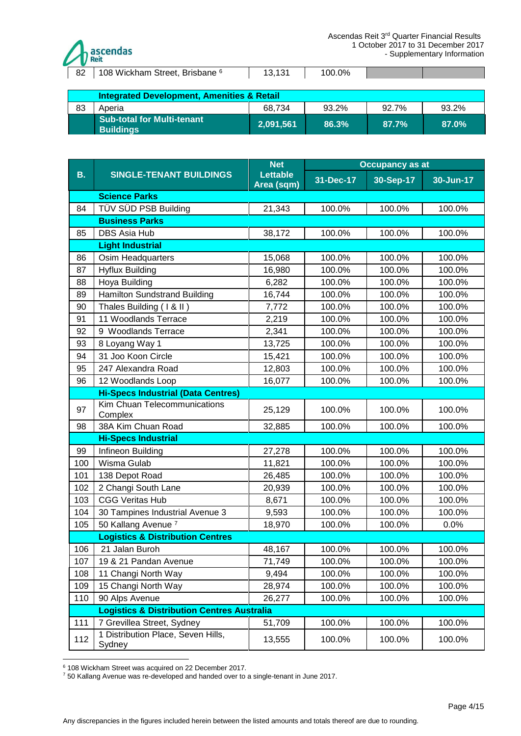| 82 | 108 Wickham Street, Brisbane [6] | 13,131 | 100.0% | | |
|---|---|---|---|---|---|
| | **Integrated Development, Amenities & Retail** | | | | |
| 83 | Aperia | 68,734 | 93.2% | 92.7% | 93.2% |
| | **Sub-total for Multi-tenant Buildings** | **2,091,561** | **86.3%** | **87.7%** | **87.0%** |

| B. | SINGLE-TENANT BUILDINGS | Net Lettable Area (sqm) | Occupancy as at | | |
|---|---|---|---|---|---|
| | | | 31-Dec-17 | 30-Sep-17 | 30-Jun-17 |
| | **Science Parks** | | | | |
| 84 | TÜV SÜD PSB Building | 21,343 | 100.0% | 100.0% | 100.0% |
| | **Business Parks** | | | | |
| 85 | DBS Asia Hub | 38,172 | 100.0% | 100.0% | 100.0% |
| | **Light Industrial** | | | | |
| 86 | Osim Headquarters | 15,068 | 100.0% | 100.0% | 100.0% |
| 87 | Hyflux Building | 16,980 | 100.0% | 100.0% | 100.0% |
| 88 | Hoya Building | 6,282 | 100.0% | 100.0% | 100.0% |
| 89 | Hamilton Sundstrand Building | 16,744 | 100.0% | 100.0% | 100.0% |
| 90 | Thales Building ( I & II ) | 7,772 | 100.0% | 100.0% | 100.0% |
| 91 | 11 Woodlands Terrace | 2,219 | 100.0% | 100.0% | 100.0% |
| 92 | 9 Woodlands Terrace | 2,341 | 100.0% | 100.0% | 100.0% |
| 93 | 8 Loyang Way 1 | 13,725 | 100.0% | 100.0% | 100.0% |
| 94 | 31 Joo Koon Circle | 15,421 | 100.0% | 100.0% | 100.0% |
| 95 | 247 Alexandra Road | 12,803 | 100.0% | 100.0% | 100.0% |
| 96 | 12 Woodlands Loop | 16,077 | 100.0% | 100.0% | 100.0% |
| | **Hi-Specs Industrial (Data Centres)** | | | | |
| 97 | Kim Chuan Telecommunications Complex | 25,129 | 100.0% | 100.0% | 100.0% |
| 98 | 38A Kim Chuan Road | 32,885 | 100.0% | 100.0% | 100.0% |
| | **Hi-Specs Industrial** | | | | |
| 99 | Infineon Building | 27,278 | 100.0% | 100.0% | 100.0% |
| 100 | Wisma Gulab | 11,821 | 100.0% | 100.0% | 100.0% |
| 101 | 138 Depot Road | 26,485 | 100.0% | 100.0% | 100.0% |
| 102 | 2 Changi South Lane | 20,939 | 100.0% | 100.0% | 100.0% |
| 103 | CGG Veritas Hub | 8,671 | 100.0% | 100.0% | 100.0% |
| 104 | 30 Tampines Industrial Avenue 3 | 9,593 | 100.0% | 100.0% | 100.0% |
| 105 | 50 Kallang Avenue [7] | 18,970 | 100.0% | 100.0% | 0.0% |
| | **Logistics & Distribution Centres** | | | | |
| 106 | 21 Jalan Buroh | 48,167 | 100.0% | 100.0% | 100.0% |
| 107 | 19 & 21 Pandan Avenue | 71,749 | 100.0% | 100.0% | 100.0% |
| 108 | 11 Changi North Way | 9,494 | 100.0% | 100.0% | 100.0% |
| 109 | 15 Changi North Way | 28,974 | 100.0% | 100.0% | 100.0% |
| 110 | 90 Alps Avenue | 26,277 | 100.0% | 100.0% | 100.0% |
| | **Logistics & Distribution Centres Australia** | | | | |
| 111 | 7 Grevillea Street, Sydney | 51,709 | 100.0% | 100.0% | 100.0% |
| 112 | 1 Distribution Place, Seven Hills, Sydney | 13,555 | 100.0% | 100.0% | 100.0% |

[6] 108 Wickham Street was acquired on 22 December 2017.
[7] 50 Kallang Avenue was re-developed and handed over to a single-tenant in June 2017.

Any discrepancies in the figures included herein between the listed amounts and totals thereof are due to rounding.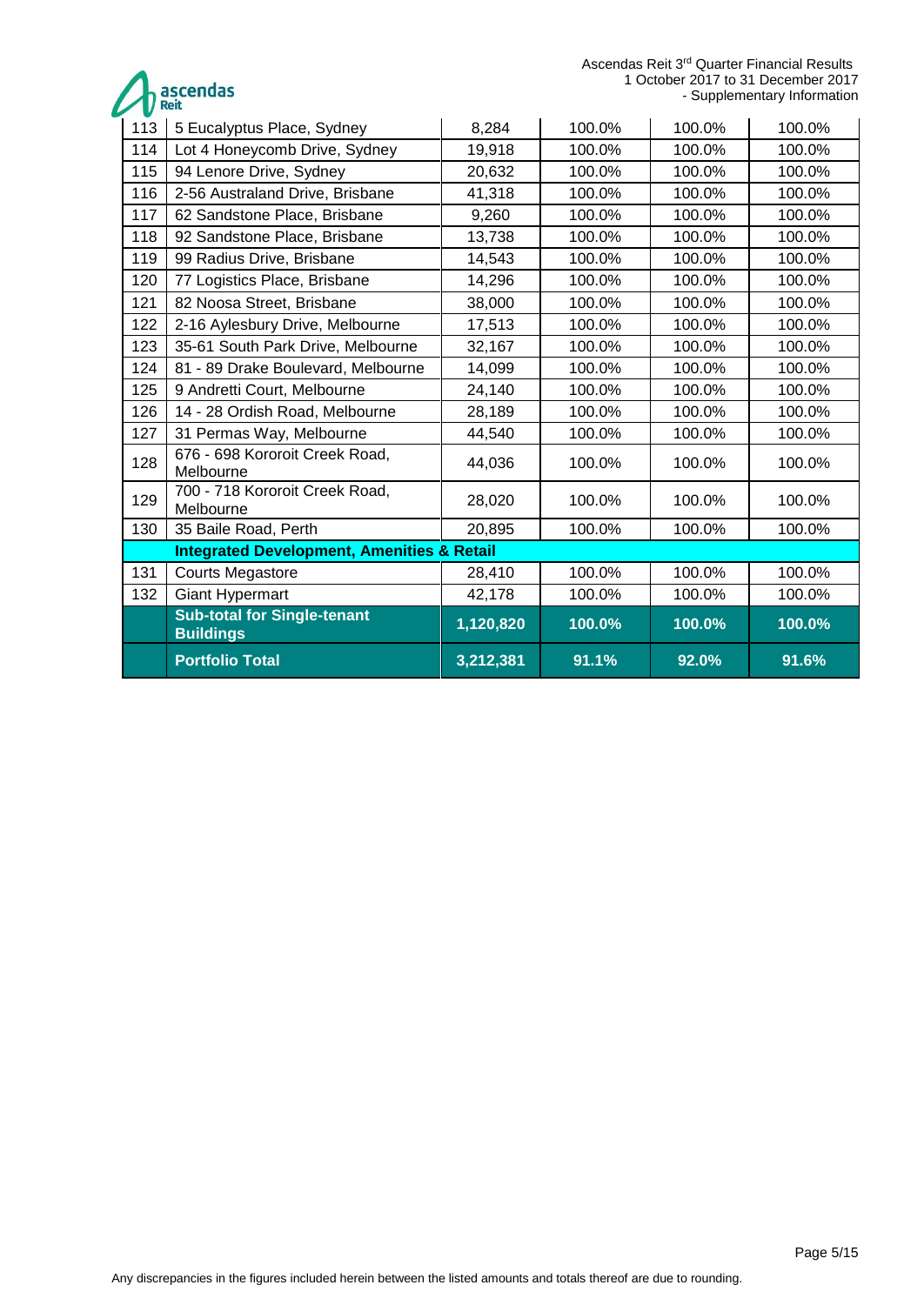| | | | | | |
|---|---|---|---|---|---|
| 113 | 5 Eucalyptus Place, Sydney | 8,284 | 100.0% | 100.0% | 100.0% |
| 114 | Lot 4 Honeycomb Drive, Sydney | 19,918 | 100.0% | 100.0% | 100.0% |
| 115 | 94 Lenore Drive, Sydney | 20,632 | 100.0% | 100.0% | 100.0% |
| 116 | 2-56 Australand Drive, Brisbane | 41,318 | 100.0% | 100.0% | 100.0% |
| 117 | 62 Sandstone Place, Brisbane | 9,260 | 100.0% | 100.0% | 100.0% |
| 118 | 92 Sandstone Place, Brisbane | 13,738 | 100.0% | 100.0% | 100.0% |
| 119 | 99 Radius Drive, Brisbane | 14,543 | 100.0% | 100.0% | 100.0% |
| 120 | 77 Logistics Place, Brisbane | 14,296 | 100.0% | 100.0% | 100.0% |
| 121 | 82 Noosa Street, Brisbane | 38,000 | 100.0% | 100.0% | 100.0% |
| 122 | 2-16 Aylesbury Drive, Melbourne | 17,513 | 100.0% | 100.0% | 100.0% |
| 123 | 35-61 South Park Drive, Melbourne | 32,167 | 100.0% | 100.0% | 100.0% |
| 124 | 81 - 89 Drake Boulevard, Melbourne | 14,099 | 100.0% | 100.0% | 100.0% |
| 125 | 9 Andretti Court, Melbourne | 24,140 | 100.0% | 100.0% | 100.0% |
| 126 | 14 - 28 Ordish Road, Melbourne | 28,189 | 100.0% | 100.0% | 100.0% |
| 127 | 31 Permas Way, Melbourne | 44,540 | 100.0% | 100.0% | 100.0% |
| 128 | 676 - 698 Kororoit Creek Road, Melbourne | 44,036 | 100.0% | 100.0% | 100.0% |
| 129 | 700 - 718 Kororoit Creek Road, Melbourne | 28,020 | 100.0% | 100.0% | 100.0% |
| 130 | 35 Baile Road, Perth | 20,895 | 100.0% | 100.0% | 100.0% |
| | **Integrated Development, Amenities & Retail** | | | | |
| 131 | Courts Megastore | 28,410 | 100.0% | 100.0% | 100.0% |
| 132 | Giant Hypermart | 42,178 | 100.0% | 100.0% | 100.0% |
| | **Sub-total for Single-tenant Buildings** | **1,120,820** | **100.0%** | **100.0%** | **100.0%** |
| | **Portfolio Total** | **3,212,381** | **91.1%** | **92.0%** | **91.6%** |

Any discrepancies in the figures included herein between the listed amounts and totals thereof are due to rounding.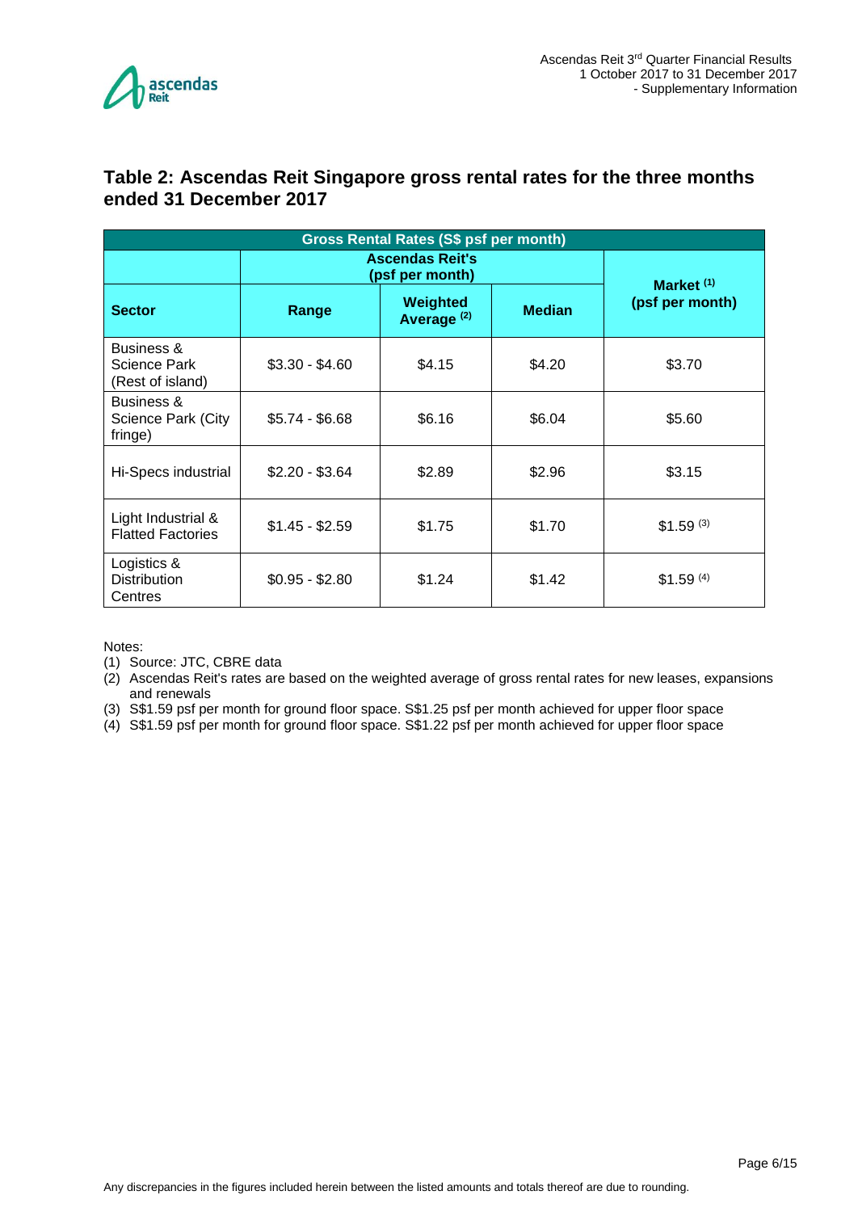## Table 2: Ascendas Reit Singapore gross rental rates for the three months ended 31 December 2017

| Gross Rental Rates (S$ psf per month) | | | | |
|---|---|---|---|---|
| | Ascendas Reit's (psf per month) | | | Market [1] (psf per month) |
| **Sector** | **Range** | **Weighted Average [2]** | **Median** | |
| Business & Science Park (Rest of island) | $3.30 - $4.60 | $4.15 | $4.20 | $3.70 |
| Business & Science Park (City fringe) | $5.74 - $6.68 | $6.16 | $6.04 | $5.60 |
| Hi-Specs industrial | $2.20 - $3.64 | $2.89 | $2.96 | $3.15 |
| Light Industrial & Flatted Factories | $1.45 - $2.59 | $1.75 | $1.70 | $1.59 [3] |
| Logistics & Distribution Centres | $0.95 - $2.80 | $1.24 | $1.42 | $1.59 [4] |

Notes:

(1) Source: JTC, CBRE data

(2) Ascendas Reit's rates are based on the weighted average of gross rental rates for new leases, expansions and renewals

(3) S$1.59 psf per month for ground floor space. S$1.25 psf per month achieved for upper floor space

(4) S$1.59 psf per month for ground floor space. S$1.22 psf per month achieved for upper floor space

Any discrepancies in the figures included herein between the listed amounts and totals thereof are due to rounding.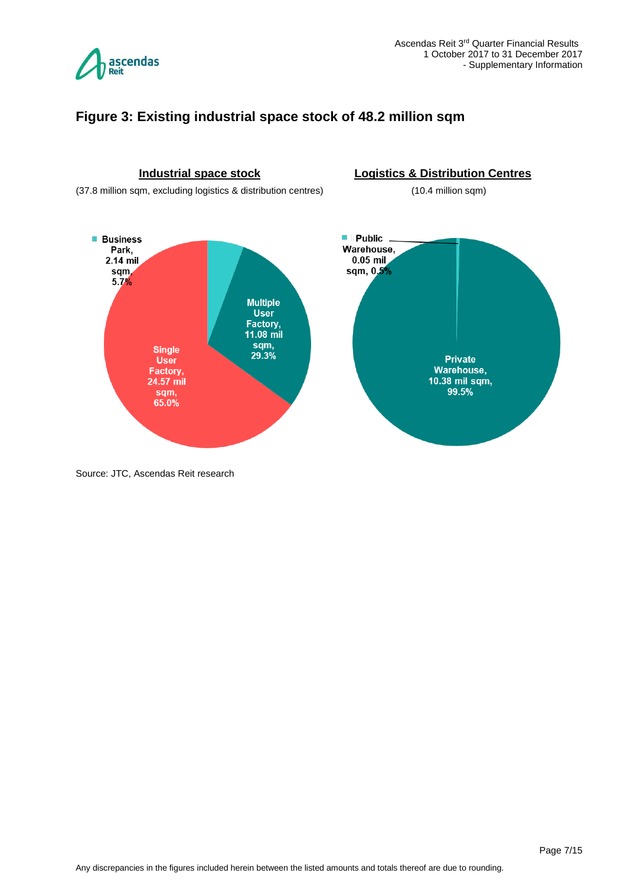## Figure 3: Existing industrial space stock of 48.2 million sqm

**Industrial space stock**

(37.8 million sqm, excluding logistics & distribution centres)

- Business Park, 2.14 mil sqm, 5.7%
- Multiple User Factory, 11.08 mil sqm, 29.3%
- Single User Factory, 24.57 mil sqm, 65.0%

**Logistics & Distribution Centres**

(10.4 million sqm)

- Public Warehouse, 0.05 mil sqm, 0.5%
- Private Warehouse, 10.38 mil sqm, 99.5%

Source: JTC, Ascendas Reit research

Any discrepancies in the figures included herein between the listed amounts and totals thereof are due to rounding.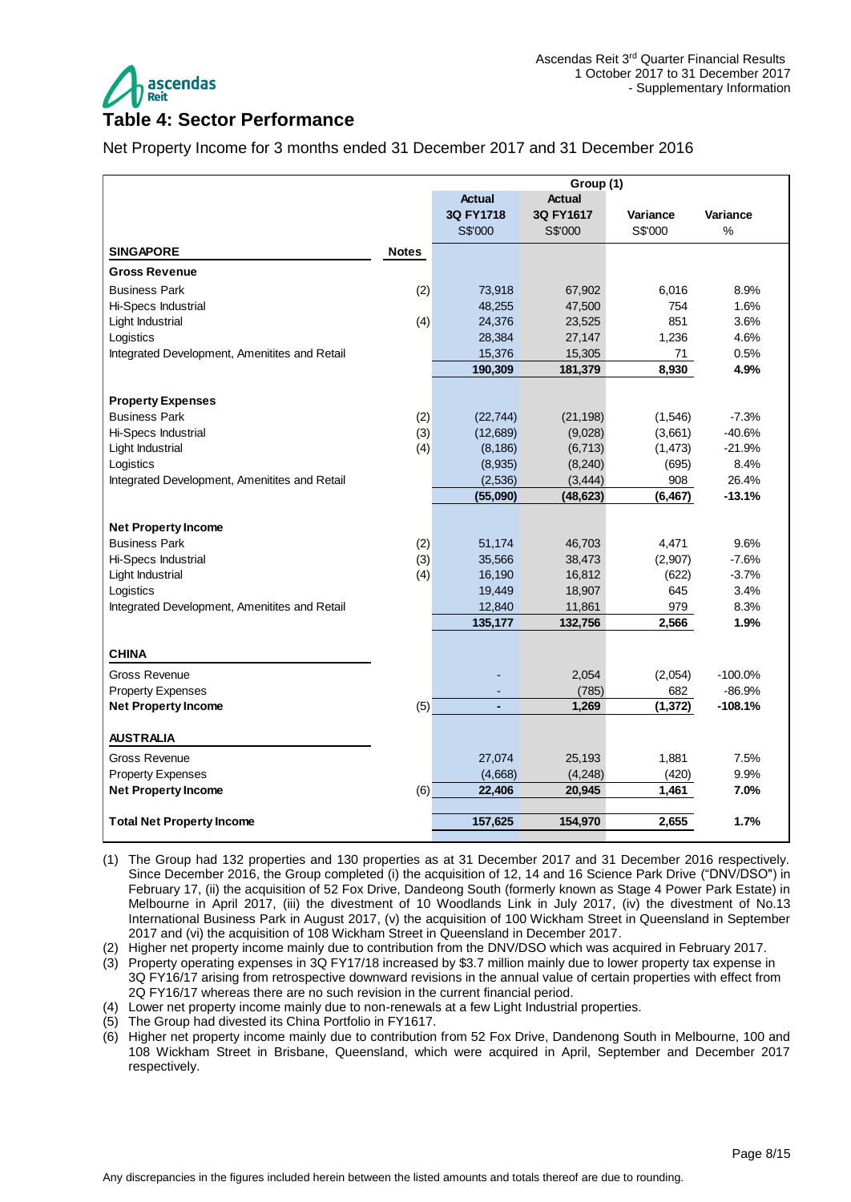## Table 4: Sector Performance

Net Property Income for 3 months ended 31 December 2017 and 31 December 2016

| | | Group (1) | | | |
|---|---|---|---|---|---|
| | | Actual 3Q FY1718 S$'000 | Actual 3Q FY1617 S$'000 | Variance S$'000 | Variance % |
| **SINGAPORE** | **Notes** | | | | |
| **Gross Revenue** | | | | | |
| Business Park | (2) | 73,918 | 67,902 | 6,016 | 8.9% |
| Hi-Specs Industrial | | 48,255 | 47,500 | 754 | 1.6% |
| Light Industrial | (4) | 24,376 | 23,525 | 851 | 3.6% |
| Logistics | | 28,384 | 27,147 | 1,236 | 4.6% |
| Integrated Development, Amenitites and Retail | | 15,376 | 15,305 | 71 | 0.5% |
| | | **190,309** | **181,379** | **8,930** | **4.9%** |
| **Property Expenses** | | | | | |
| Business Park | (2) | (22,744) | (21,198) | (1,546) | -7.3% |
| Hi-Specs Industrial | (3) | (12,689) | (9,028) | (3,661) | -40.6% |
| Light Industrial | (4) | (8,186) | (6,713) | (1,473) | -21.9% |
| Logistics | | (8,935) | (8,240) | (695) | 8.4% |
| Integrated Development, Amenitites and Retail | | (2,536) | (3,444) | 908 | 26.4% |
| | | **(55,090)** | **(48,623)** | **(6,467)** | **-13.1%** |
| **Net Property Income** | | | | | |
| Business Park | (2) | 51,174 | 46,703 | 4,471 | 9.6% |
| Hi-Specs Industrial | (3) | 35,566 | 38,473 | (2,907) | -7.6% |
| Light Industrial | (4) | 16,190 | 16,812 | (622) | -3.7% |
| Logistics | | 19,449 | 18,907 | 645 | 3.4% |
| Integrated Development, Amenitites and Retail | | 12,840 | 11,861 | 979 | 8.3% |
| | | **135,177** | **132,756** | **2,566** | **1.9%** |
| **CHINA** | | | | | |
| Gross Revenue | | - | 2,054 | (2,054) | -100.0% |
| Property Expenses | | - | (785) | 682 | -86.9% |
| **Net Property Income** | (5) | **-** | **1,269** | **(1,372)** | **-108.1%** |
| **AUSTRALIA** | | | | | |
| Gross Revenue | | 27,074 | 25,193 | 1,881 | 7.5% |
| Property Expenses | | (4,668) | (4,248) | (420) | 9.9% |
| **Net Property Income** | (6) | **22,406** | **20,945** | **1,461** | **7.0%** |
| **Total Net Property Income** | | **157,625** | **154,970** | **2,655** | **1.7%** |

(1) The Group had 132 properties and 130 properties as at 31 December 2017 and 31 December 2016 respectively. Since December 2016, the Group completed (i) the acquisition of 12, 14 and 16 Science Park Drive ("DNV/DSO") in February 17, (ii) the acquisition of 52 Fox Drive, Dandeong South (formerly known as Stage 4 Power Park Estate) in Melbourne in April 2017, (iii) the divestment of 10 Woodlands Link in July 2017, (iv) the divestment of No.13 International Business Park in August 2017, (v) the acquisition of 100 Wickham Street in Queensland in September 2017 and (vi) the acquisition of 108 Wickham Street in Queensland in December 2017.

(2) Higher net property income mainly due to contribution from the DNV/DSO which was acquired in February 2017.

(3) Property operating expenses in 3Q FY17/18 increased by $3.7 million mainly due to lower property tax expense in 3Q FY16/17 arising from retrospective downward revisions in the annual value of certain properties with effect from 2Q FY16/17 whereas there are no such revision in the current financial period.

(4) Lower net property income mainly due to non-renewals at a few Light Industrial properties.

(5) The Group had divested its China Portfolio in FY1617.

(6) Higher net property income mainly due to contribution from 52 Fox Drive, Dandenong South in Melbourne, 100 and 108 Wickham Street in Brisbane, Queensland, which were acquired in April, September and December 2017 respectively.

Any discrepancies in the figures included herein between the listed amounts and totals thereof are due to rounding.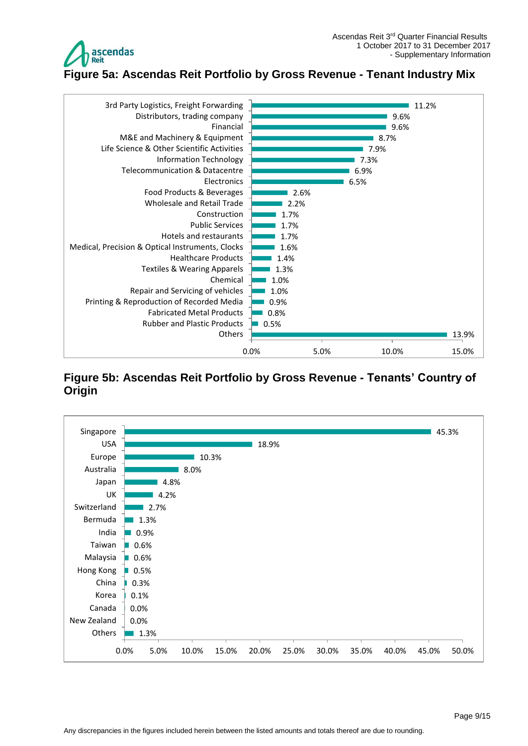# Figure 5a: Ascendas Reit Portfolio by Gross Revenue - Tenant Industry Mix

| Tenant Industry | % of Gross Revenue |
|---|---|
| 3rd Party Logistics, Freight Forwarding | 11.2% |
| Distributors, trading company | 9.6% |
| Financial | 9.6% |
| M&E and Machinery & Equipment | 8.7% |
| Life Science & Other Scientific Activities | 7.9% |
| Information Technology | 7.3% |
| Telecommunication & Datacentre | 6.9% |
| Electronics | 6.5% |
| Food Products & Beverages | 2.6% |
| Wholesale and Retail Trade | 2.2% |
| Construction | 1.7% |
| Public Services | 1.7% |
| Hotels and restaurants | 1.7% |
| Medical, Precision & Optical Instruments, Clocks | 1.6% |
| Healthcare Products | 1.4% |
| Textiles & Wearing Apparels | 1.3% |
| Chemical | 1.0% |
| Repair and Servicing of vehicles | 1.0% |
| Printing & Reproduction of Recorded Media | 0.9% |
| Fabricated Metal Products | 0.8% |
| Rubber and Plastic Products | 0.5% |
| Others | 13.9% |

# Figure 5b: Ascendas Reit Portfolio by Gross Revenue - Tenants' Country of Origin

| Country of Origin | % of Gross Revenue |
|---|---|
| Singapore | 45.3% |
| USA | 18.9% |
| Europe | 10.3% |
| Australia | 8.0% |
| Japan | 4.8% |
| UK | 4.2% |
| Switzerland | 2.7% |
| Bermuda | 1.3% |
| India | 0.9% |
| Taiwan | 0.6% |
| Malaysia | 0.6% |
| Hong Kong | 0.5% |
| China | 0.3% |
| Korea | 0.1% |
| Canada | 0.0% |
| New Zealand | 0.0% |
| Others | 1.3% |

Any discrepancies in the figures included herein between the listed amounts and totals thereof are due to rounding.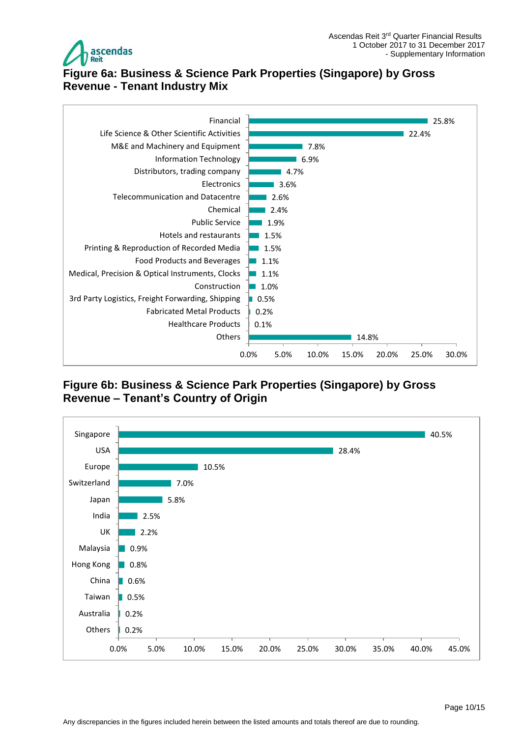## Figure 6a: Business & Science Park Properties (Singapore) by Gross Revenue - Tenant Industry Mix

| Tenant Industry | % |
|---|---|
| Financial | 25.8% |
| Life Science & Other Scientific Activities | 22.4% |
| M&E and Machinery and Equipment | 7.8% |
| Information Technology | 6.9% |
| Distributors, trading company | 4.7% |
| Electronics | 3.6% |
| Telecommunication and Datacentre | 2.6% |
| Chemical | 2.4% |
| Public Service | 1.9% |
| Hotels and restaurants | 1.5% |
| Printing & Reproduction of Recorded Media | 1.5% |
| Food Products and Beverages | 1.1% |
| Medical, Precision & Optical Instruments, Clocks | 1.1% |
| Construction | 1.0% |
| 3rd Party Logistics, Freight Forwarding, Shipping | 0.5% |
| Fabricated Metal Products | 0.2% |
| Healthcare Products | 0.1% |
| Others | 14.8% |

## Figure 6b: Business & Science Park Properties (Singapore) by Gross Revenue – Tenant's Country of Origin

| Country of Origin | % |
|---|---|
| Singapore | 40.5% |
| USA | 28.4% |
| Europe | 10.5% |
| Switzerland | 7.0% |
| Japan | 5.8% |
| India | 2.5% |
| UK | 2.2% |
| Malaysia | 0.9% |
| Hong Kong | 0.8% |
| China | 0.6% |
| Taiwan | 0.5% |
| Australia | 0.2% |
| Others | 0.2% |

Any discrepancies in the figures included herein between the listed amounts and totals thereof are due to rounding.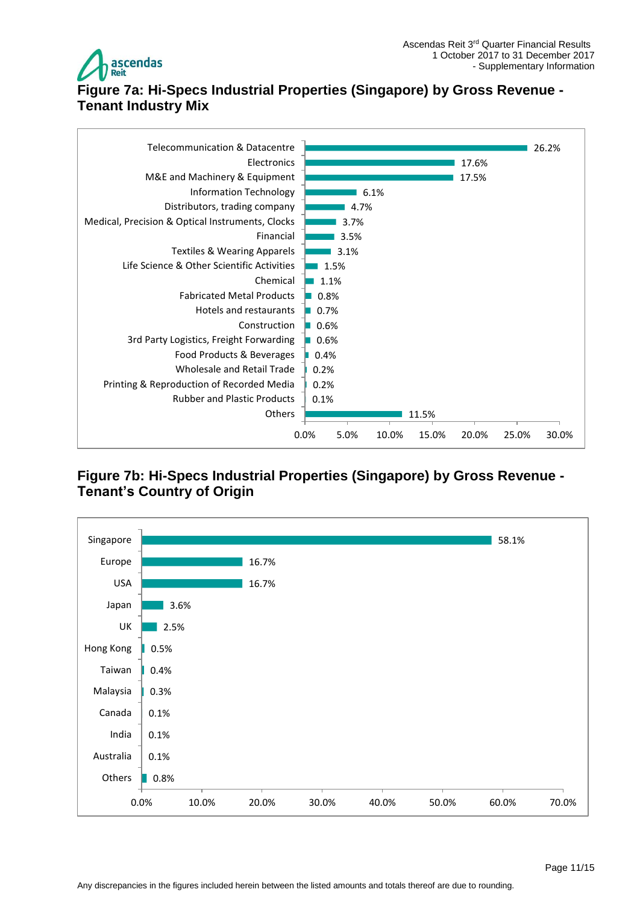## Figure 7a: Hi-Specs Industrial Properties (Singapore) by Gross Revenue - Tenant Industry Mix

| Tenant Industry | % |
|---|---|
| Telecommunication & Datacentre | 26.2% |
| Electronics | 17.6% |
| M&E and Machinery & Equipment | 17.5% |
| Information Technology | 6.1% |
| Distributors, trading company | 4.7% |
| Medical, Precision & Optical Instruments, Clocks | 3.7% |
| Financial | 3.5% |
| Textiles & Wearing Apparels | 3.1% |
| Life Science & Other Scientific Activities | 1.5% |
| Chemical | 1.1% |
| Fabricated Metal Products | 0.8% |
| Hotels and restaurants | 0.7% |
| Construction | 0.6% |
| 3rd Party Logistics, Freight Forwarding | 0.6% |
| Food Products & Beverages | 0.4% |
| Wholesale and Retail Trade | 0.2% |
| Printing & Reproduction of Recorded Media | 0.2% |
| Rubber and Plastic Products | 0.1% |
| Others | 11.5% |

## Figure 7b: Hi-Specs Industrial Properties (Singapore) by Gross Revenue - Tenant's Country of Origin

| Country of Origin | % |
|---|---|
| Singapore | 58.1% |
| Europe | 16.7% |
| USA | 16.7% |
| Japan | 3.6% |
| UK | 2.5% |
| Hong Kong | 0.5% |
| Taiwan | 0.4% |
| Malaysia | 0.3% |
| Canada | 0.1% |
| India | 0.1% |
| Australia | 0.1% |
| Others | 0.8% |

Any discrepancies in the figures included herein between the listed amounts and totals thereof are due to rounding.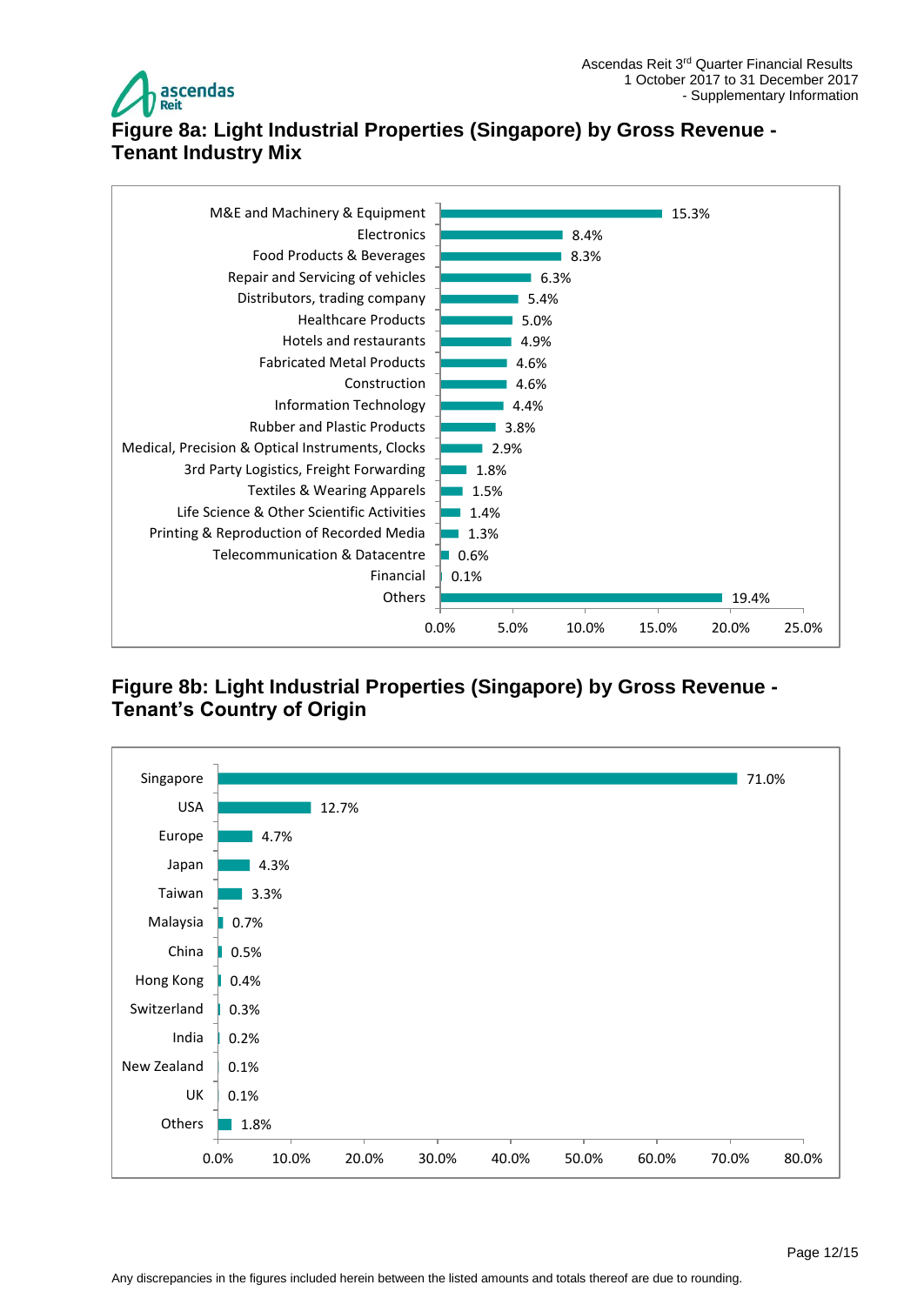# Figure 8a: Light Industrial Properties (Singapore) by Gross Revenue - Tenant Industry Mix

| Tenant Industry | % of Gross Revenue |
|---|---|
| M&E and Machinery & Equipment | 15.3% |
| Electronics | 8.4% |
| Food Products & Beverages | 8.3% |
| Repair and Servicing of vehicles | 6.3% |
| Distributors, trading company | 5.4% |
| Healthcare Products | 5.0% |
| Hotels and restaurants | 4.9% |
| Fabricated Metal Products | 4.6% |
| Construction | 4.6% |
| Information Technology | 4.4% |
| Rubber and Plastic Products | 3.8% |
| Medical, Precision & Optical Instruments, Clocks | 2.9% |
| 3rd Party Logistics, Freight Forwarding | 1.8% |
| Textiles & Wearing Apparels | 1.5% |
| Life Science & Other Scientific Activities | 1.4% |
| Printing & Reproduction of Recorded Media | 1.3% |
| Telecommunication & Datacentre | 0.6% |
| Financial | 0.1% |
| Others | 19.4% |

# Figure 8b: Light Industrial Properties (Singapore) by Gross Revenue - Tenant's Country of Origin

| Country of Origin | % of Gross Revenue |
|---|---|
| Singapore | 71.0% |
| USA | 12.7% |
| Europe | 4.7% |
| Japan | 4.3% |
| Taiwan | 3.3% |
| Malaysia | 0.7% |
| China | 0.5% |
| Hong Kong | 0.4% |
| Switzerland | 0.3% |
| India | 0.2% |
| New Zealand | 0.1% |
| UK | 0.1% |
| Others | 1.8% |

Any discrepancies in the figures included herein between the listed amounts and totals thereof are due to rounding.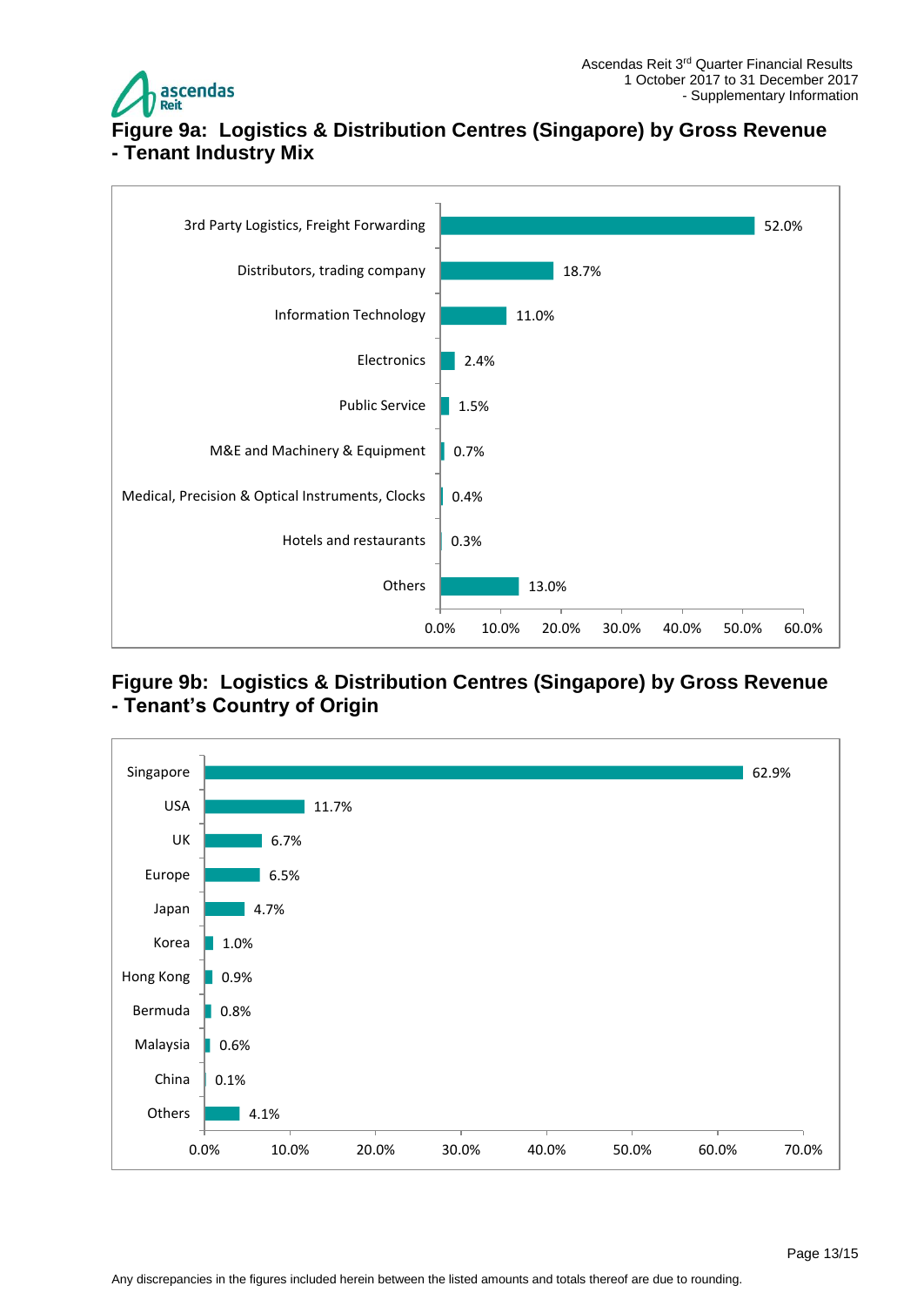## Figure 9a: Logistics & Distribution Centres (Singapore) by Gross Revenue - Tenant Industry Mix

| Tenant Industry | % of Gross Revenue |
|---|---|
| 3rd Party Logistics, Freight Forwarding | 52.0% |
| Distributors, trading company | 18.7% |
| Information Technology | 11.0% |
| Electronics | 2.4% |
| Public Service | 1.5% |
| M&E and Machinery & Equipment | 0.7% |
| Medical, Precision & Optical Instruments, Clocks | 0.4% |
| Hotels and restaurants | 0.3% |
| Others | 13.0% |

## Figure 9b: Logistics & Distribution Centres (Singapore) by Gross Revenue - Tenant's Country of Origin

| Country of Origin | % of Gross Revenue |
|---|---|
| Singapore | 62.9% |
| USA | 11.7% |
| UK | 6.7% |
| Europe | 6.5% |
| Japan | 4.7% |
| Korea | 1.0% |
| Hong Kong | 0.9% |
| Bermuda | 0.8% |
| Malaysia | 0.6% |
| China | 0.1% |
| Others | 4.1% |

Any discrepancies in the figures included herein between the listed amounts and totals thereof are due to rounding.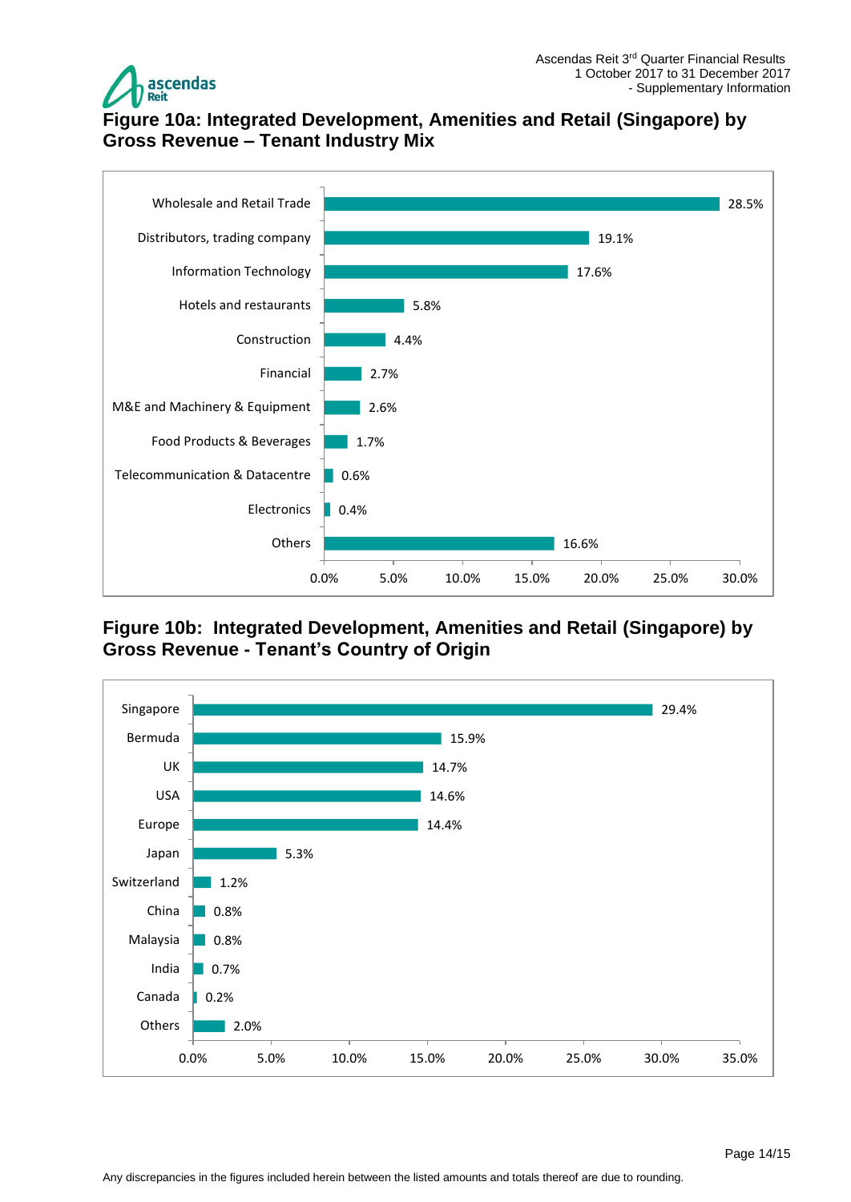## Figure 10a: Integrated Development, Amenities and Retail (Singapore) by Gross Revenue – Tenant Industry Mix

| Tenant Industry | % |
|---|---|
| Wholesale and Retail Trade | 28.5% |
| Distributors, trading company | 19.1% |
| Information Technology | 17.6% |
| Hotels and restaurants | 5.8% |
| Construction | 4.4% |
| Financial | 2.7% |
| M&E and Machinery & Equipment | 2.6% |
| Food Products & Beverages | 1.7% |
| Telecommunication & Datacentre | 0.6% |
| Electronics | 0.4% |
| Others | 16.6% |

## Figure 10b: Integrated Development, Amenities and Retail (Singapore) by Gross Revenue - Tenant's Country of Origin

| Country of Origin | % |
|---|---|
| Singapore | 29.4% |
| Bermuda | 15.9% |
| UK | 14.7% |
| USA | 14.6% |
| Europe | 14.4% |
| Japan | 5.3% |
| Switzerland | 1.2% |
| China | 0.8% |
| Malaysia | 0.8% |
| India | 0.7% |
| Canada | 0.2% |
| Others | 2.0% |

Any discrepancies in the figures included herein between the listed amounts and totals thereof are due to rounding.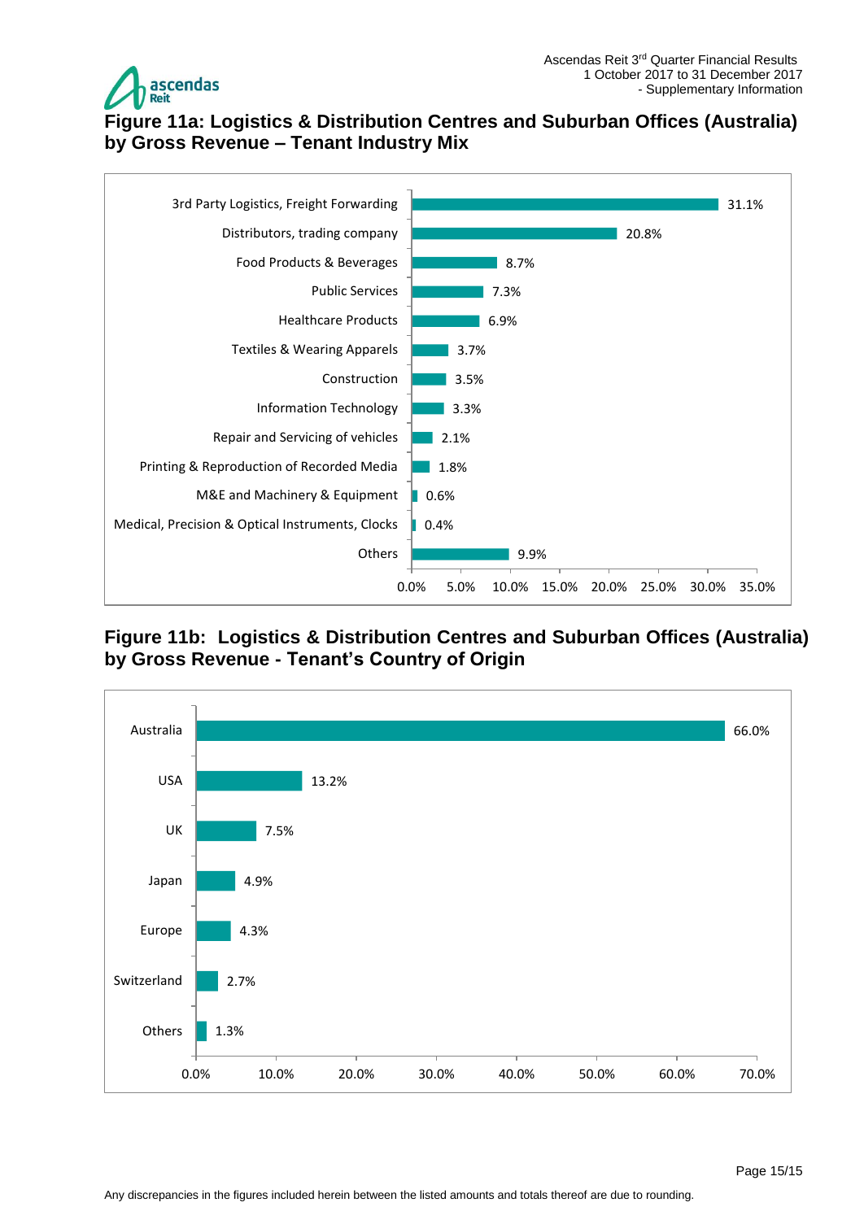## Figure 11a: Logistics & Distribution Centres and Suburban Offices (Australia) by Gross Revenue – Tenant Industry Mix

3rd Party Logistics, Freight Forwarding 31.1%
Distributors, trading company 20.8%
Food Products & Beverages 8.7%
Public Services 7.3%
Healthcare Products 6.9%
Textiles & Wearing Apparels 3.7%
Construction 3.5%
Information Technology 3.3%
Repair and Servicing of vehicles 2.1%
Printing & Reproduction of Recorded Media 1.8%
M&E and Machinery & Equipment 0.6%
Medical, Precision & Optical Instruments, Clocks 0.4%
Others 9.9%

0.0% 5.0% 10.0% 15.0% 20.0% 25.0% 30.0% 35.0%

## Figure 11b: Logistics & Distribution Centres and Suburban Offices (Australia) by Gross Revenue - Tenant's Country of Origin

Australia 66.0%
USA 13.2%
UK 7.5%
Japan 4.9%
Europe 4.3%
Switzerland 2.7%
Others 1.3%

0.0% 10.0% 20.0% 30.0% 40.0% 50.0% 60.0% 70.0%

Any discrepancies in the figures included herein between the listed amounts and totals thereof are due to rounding.